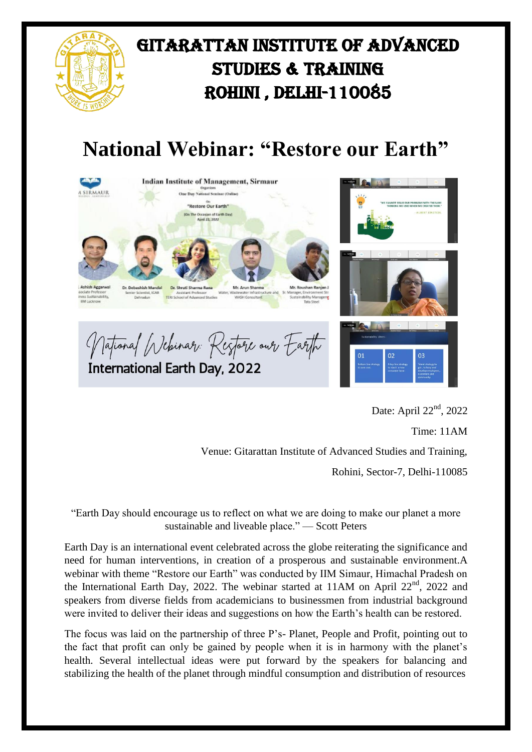# GITARATTAN INSTITUTE OF ADVANCED STUDIES & TRAINING ROHINI , DELHI-110085

## National Webinar: "Restore our Earth"

Date: April 22nd, 2022

Time: 11AM

Venue: Gitarattan Institute of Advanced Studies and Training,

Rohini, Sector-7, Delhi-110085

"Earth Day should encourage us to reflect on what we are doing to make our planet a more sustainable and liveable place." — Scott Peters

Earth Day is an international event celebrated across the globe reiterating the significance and need for human interventions, in creation of a prosperous and sustainable environment.A webinar with theme "Restore our Earth" was conducted by IIM Simaur, Himachal Pradesh on the International Earth Day, 2022. The webinar started at 11AM on April 22nd, 2022 and speakers from diverse fields from academicians to businessmen from industrial background were invited to deliver their ideas and suggestions on how the Earth's health can be restored.

The focus was laid on the partnership of three P's- Planet, People and Profit, pointing out to the fact that profit can only be gained by people when it is in harmony with the planet's health. Several intellectual ideas were put forward by the speakers for balancing and stabilizing the health of the planet through mindful consumption and distribution of resources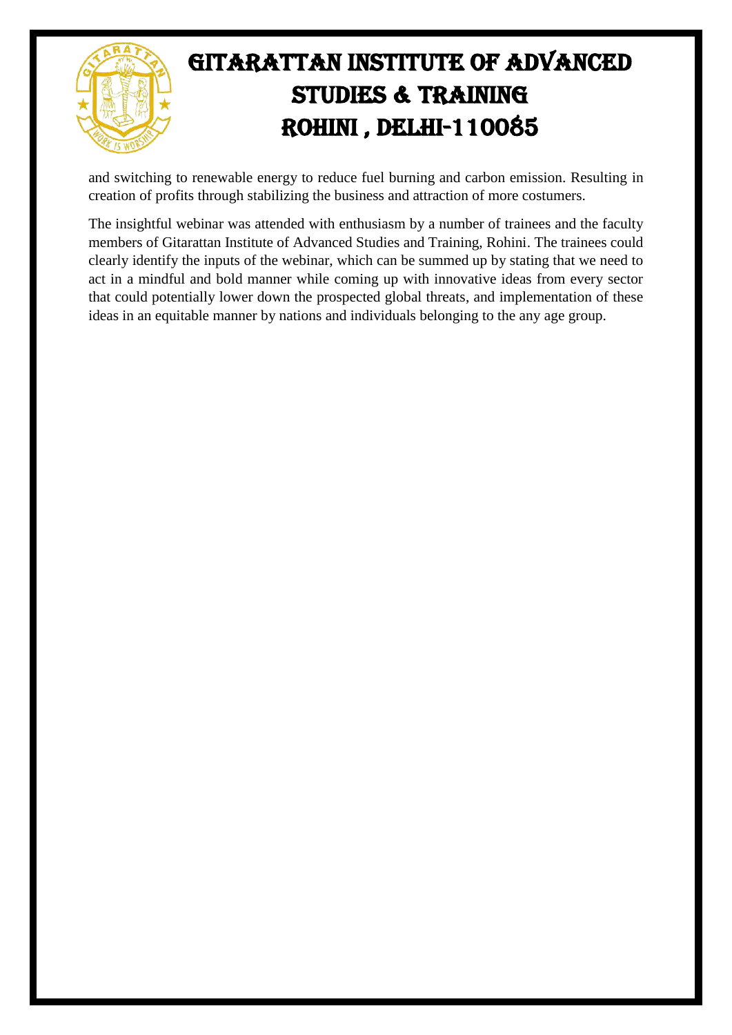and switching to renewable energy to reduce fuel burning and carbon emission. Resulting in creation of profits through stabilizing the business and attraction of more costumers.

The insightful webinar was attended with enthusiasm by a number of trainees and the faculty members of Gitarattan Institute of Advanced Studies and Training, Rohini. The trainees could clearly identify the inputs of the webinar, which can be summed up by stating that we need to act in a mindful and bold manner while coming up with innovative ideas from every sector that could potentially lower down the prospected global threats, and implementation of these ideas in an equitable manner by nations and individuals belonging to the any age group.